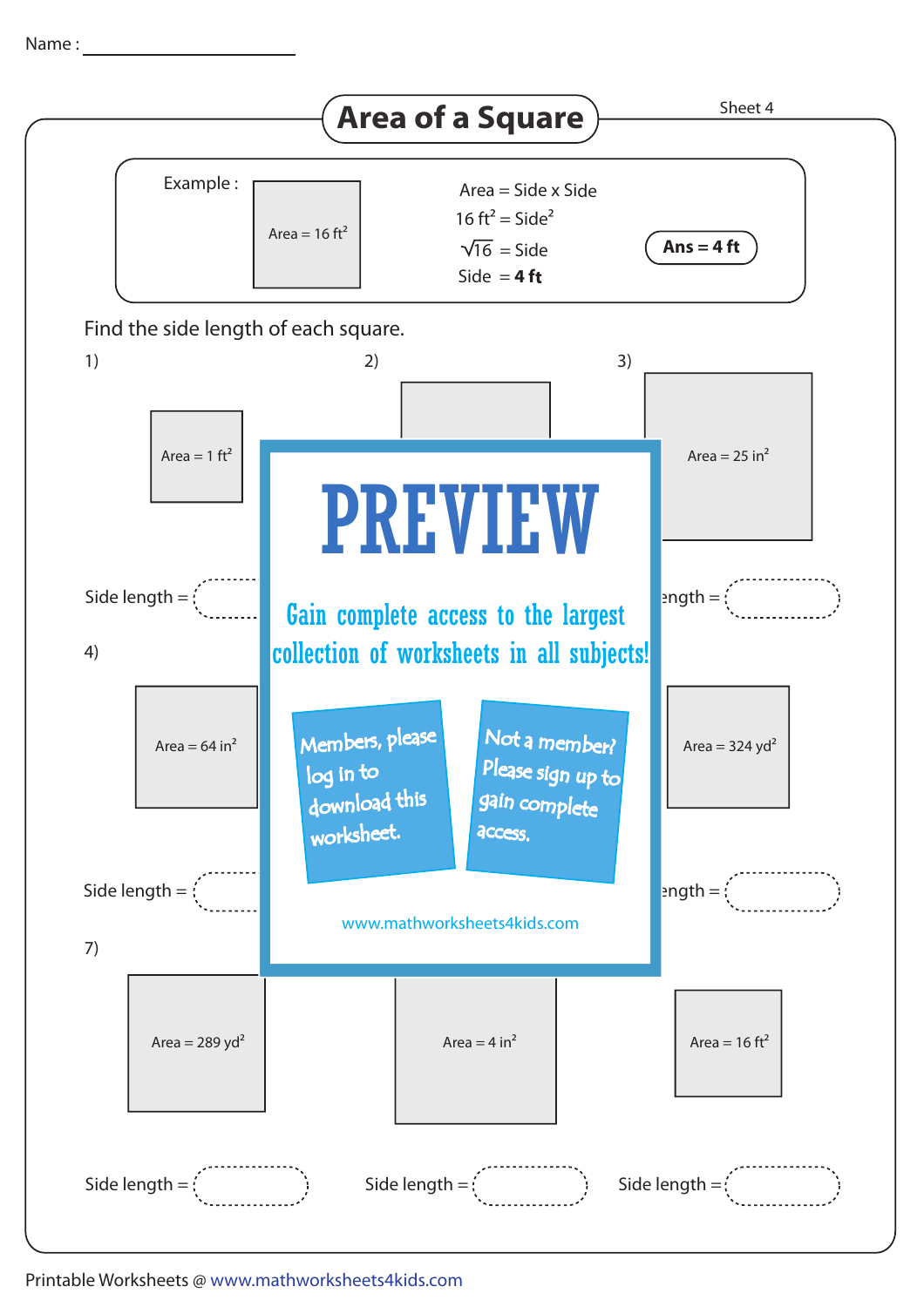Name : ____________________

# Area of a Square

Sheet 4

Example :

Area = 16 ft$^2$

Area = Side x Side

16 ft$^2$ = Side$^2$

$\sqrt{16}$ = Side

Side = **4 ft**

**Ans = 4 ft**

Find the side length of each square.

1) Area = 1 ft$^2$

Side length =

2)

3) Area = 25 in$^2$

ength =

4) Area = 64 in$^2$

Side length =

Area = 324 yd$^2$

ength =

7) Area = 289 yd$^2$

Side length =

Area = 4 in$^2$

Side length =

Area = 16 ft$^2$

Side length =

PREVIEW

Gain complete access to the largest collection of worksheets in all subjects!

Members, please log in to download this worksheet.

Not a member? Please sign up to gain complete access.

www.mathworksheets4kids.com

Printable Worksheets @ www.mathworksheets4kids.com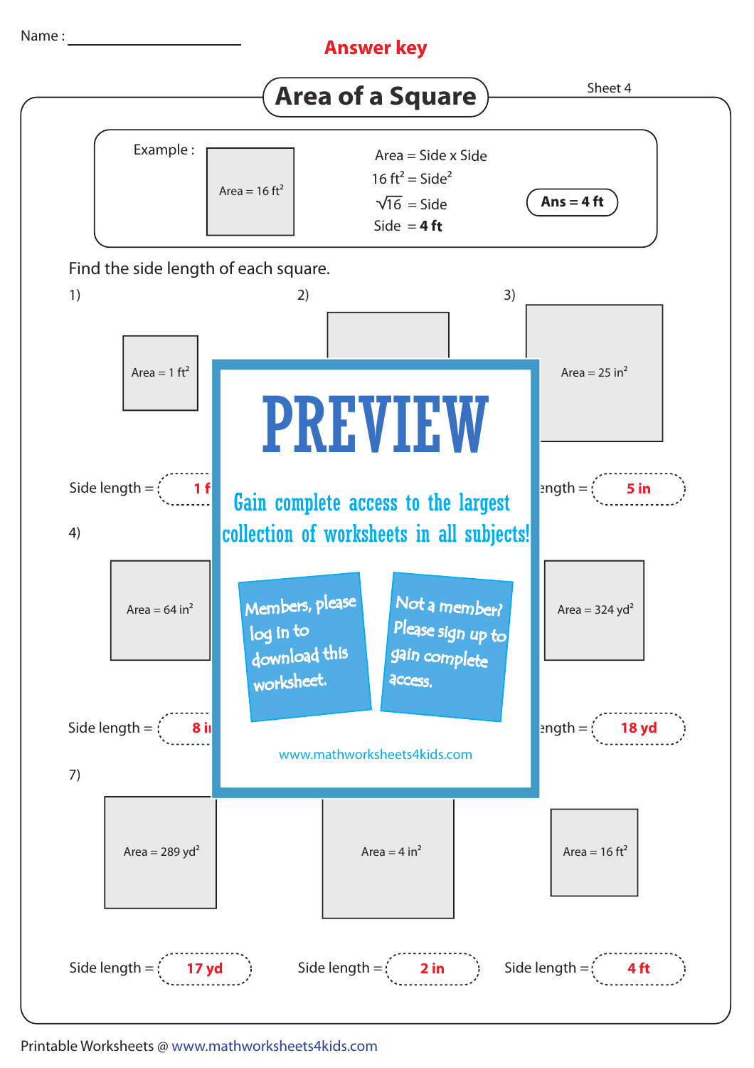Name : ____________________

**Answer key**

# Area of a Square

Sheet 4

Example :

Area = 16 $ft^2$

Area = Side x Side

16 $ft^2$ = $Side^2$

$\sqrt{16}$ = Side

Side = **4 ft**

**Ans = 4 ft**

Find the side length of each square.

1)

Area = 1 $ft^2$

Side length = **1 f**

2)

3)

Area = 25 $in^2$

ength = **5 in**

4)

Area = 64 $in^2$

Side length = **8 i**

Area = 324 $yd^2$

ength = **18 yd**

7)

Area = 289 $yd^2$

Side length = **17 yd**

Area = 4 $in^2$

Side length = **2 in**

Area = 16 $ft^2$

Side length = **4 ft**

PREVIEW

Gain complete access to the largest collection of worksheets in all subjects!

Members, please log in to download this worksheet.

Not a member? Please sign up to gain complete access.

www.mathworksheets4kids.com

Printable Worksheets @ www.mathworksheets4kids.com